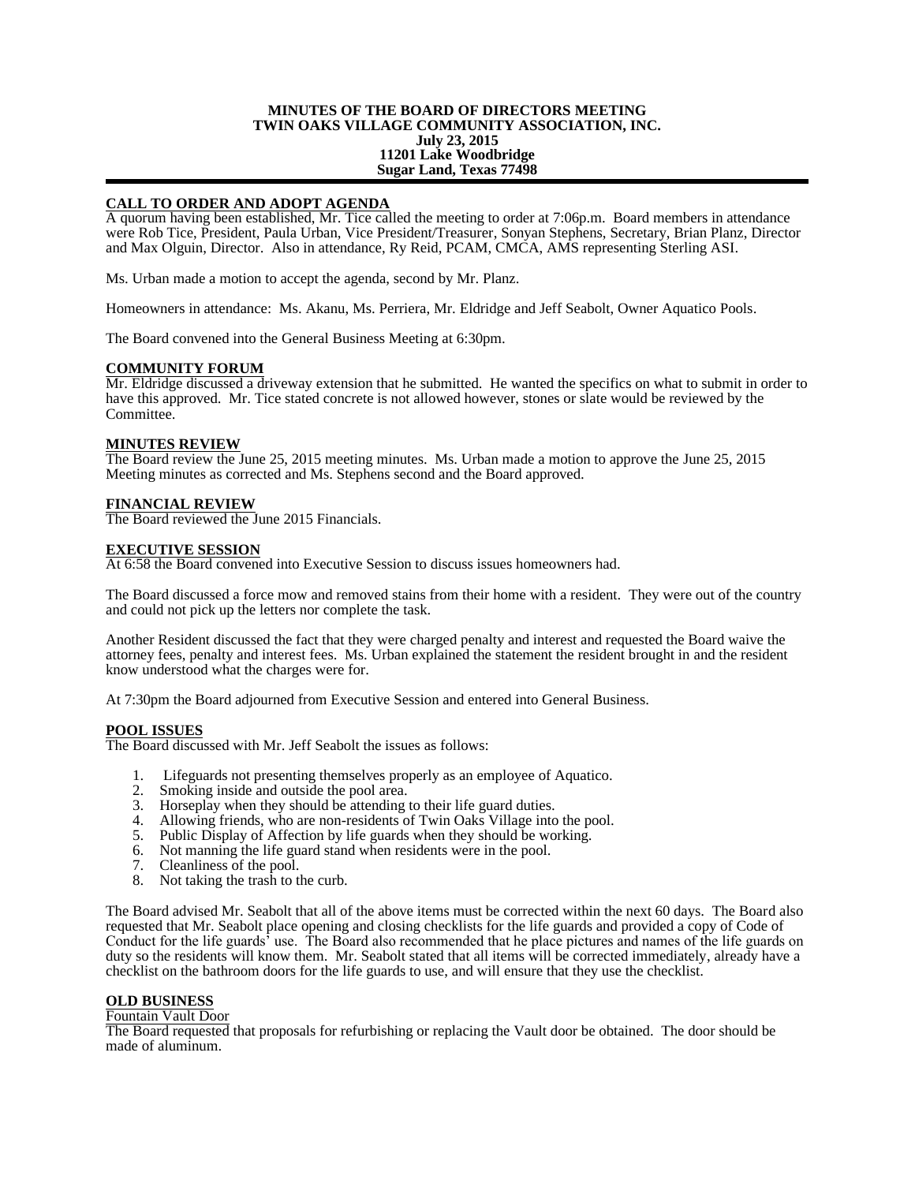**MINUTES OF THE BOARD OF DIRECTORS MEETING**
**TWIN OAKS VILLAGE COMMUNITY ASSOCIATION, INC.**
**July 23, 2015**
**11201 Lake Woodbridge**
**Sugar Land, Texas 77498**

## CALL TO ORDER AND ADOPT AGENDA

A quorum having been established, Mr. Tice called the meeting to order at 7:06p.m. Board members in attendance were Rob Tice, President, Paula Urban, Vice President/Treasurer, Sonyan Stephens, Secretary, Brian Planz, Director and Max Olguin, Director. Also in attendance, Ry Reid, PCAM, CMCA, AMS representing Sterling ASI.

Ms. Urban made a motion to accept the agenda, second by Mr. Planz.

Homeowners in attendance: Ms. Akanu, Ms. Perriera, Mr. Eldridge and Jeff Seabolt, Owner Aquatico Pools.

The Board convened into the General Business Meeting at 6:30pm.

## COMMUNITY FORUM

Mr. Eldridge discussed a driveway extension that he submitted. He wanted the specifics on what to submit in order to have this approved. Mr. Tice stated concrete is not allowed however, stones or slate would be reviewed by the Committee.

## MINUTES REVIEW

The Board review the June 25, 2015 meeting minutes. Ms. Urban made a motion to approve the June 25, 2015 Meeting minutes as corrected and Ms. Stephens second and the Board approved.

## FINANCIAL REVIEW

The Board reviewed the June 2015 Financials.

## EXECUTIVE SESSION

At 6:58 the Board convened into Executive Session to discuss issues homeowners had.

The Board discussed a force mow and removed stains from their home with a resident. They were out of the country and could not pick up the letters nor complete the task.

Another Resident discussed the fact that they were charged penalty and interest and requested the Board waive the attorney fees, penalty and interest fees. Ms. Urban explained the statement the resident brought in and the resident know understood what the charges were for.

At 7:30pm the Board adjourned from Executive Session and entered into General Business.

## POOL ISSUES

The Board discussed with Mr. Jeff Seabolt the issues as follows:

1. Lifeguards not presenting themselves properly as an employee of Aquatico.
2. Smoking inside and outside the pool area.
3. Horseplay when they should be attending to their life guard duties.
4. Allowing friends, who are non-residents of Twin Oaks Village into the pool.
5. Public Display of Affection by life guards when they should be working.
6. Not manning the life guard stand when residents were in the pool.
7. Cleanliness of the pool.
8. Not taking the trash to the curb.

The Board advised Mr. Seabolt that all of the above items must be corrected within the next 60 days. The Board also requested that Mr. Seabolt place opening and closing checklists for the life guards and provided a copy of Code of Conduct for the life guards' use. The Board also recommended that he place pictures and names of the life guards on duty so the residents will know them. Mr. Seabolt stated that all items will be corrected immediately, already have a checklist on the bathroom doors for the life guards to use, and will ensure that they use the checklist.

## OLD BUSINESS

Fountain Vault Door

The Board requested that proposals for refurbishing or replacing the Vault door be obtained. The door should be made of aluminum.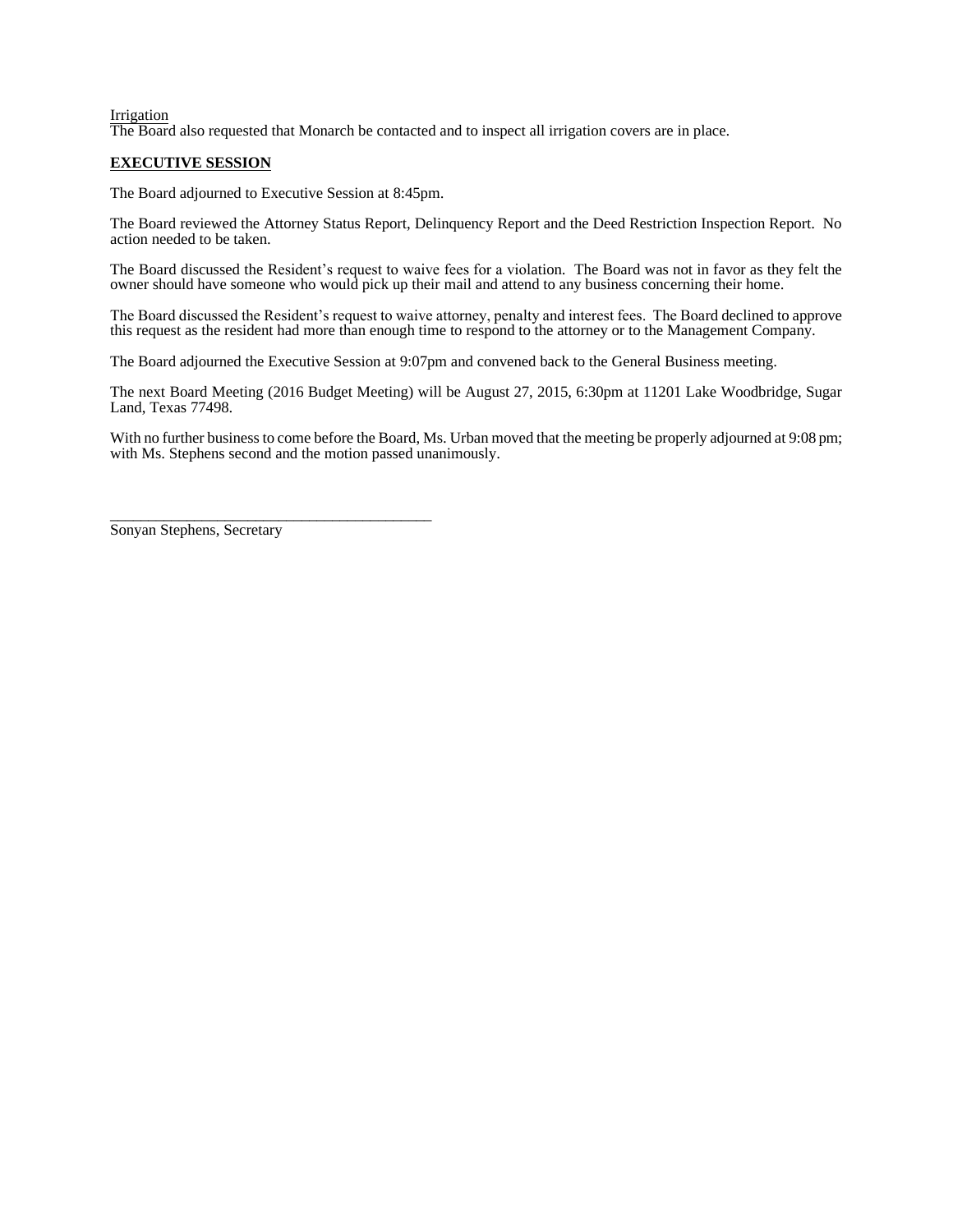Irrigation
The Board also requested that Monarch be contacted and to inspect all irrigation covers are in place.

**EXECUTIVE SESSION**

The Board adjourned to Executive Session at 8:45pm.

The Board reviewed the Attorney Status Report, Delinquency Report and the Deed Restriction Inspection Report. No action needed to be taken.

The Board discussed the Resident's request to waive fees for a violation. The Board was not in favor as they felt the owner should have someone who would pick up their mail and attend to any business concerning their home.

The Board discussed the Resident's request to waive attorney, penalty and interest fees. The Board declined to approve this request as the resident had more than enough time to respond to the attorney or to the Management Company.

The Board adjourned the Executive Session at 9:07pm and convened back to the General Business meeting.

The next Board Meeting (2016 Budget Meeting) will be August 27, 2015, 6:30pm at 11201 Lake Woodbridge, Sugar Land, Texas 77498.

With no further business to come before the Board, Ms. Urban moved that the meeting be properly adjourned at 9:08 pm; with Ms. Stephens second and the motion passed unanimously.

_______________________________________

Sonyan Stephens, Secretary